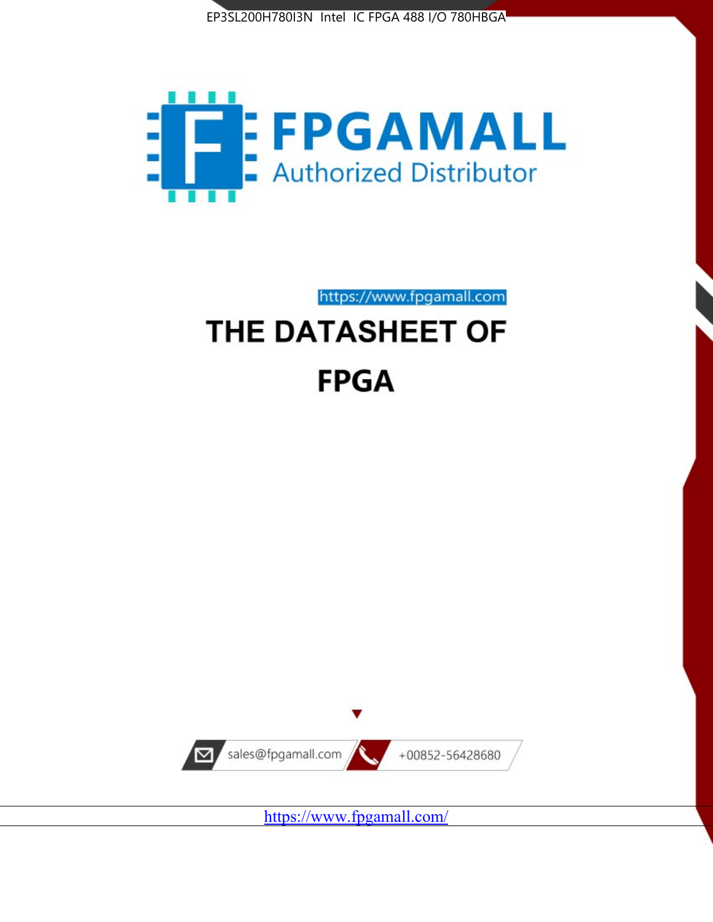EP3SL200H780I3N Intel IC FPGA 488 I/O 780HBGA

FPGAMALL

Authorized Distributor

https://www.fpgamall.com

# THE DATASHEET OF

# FPGA

sales@fpgamall.com +00852-56428680

https://www.fpgamall.com/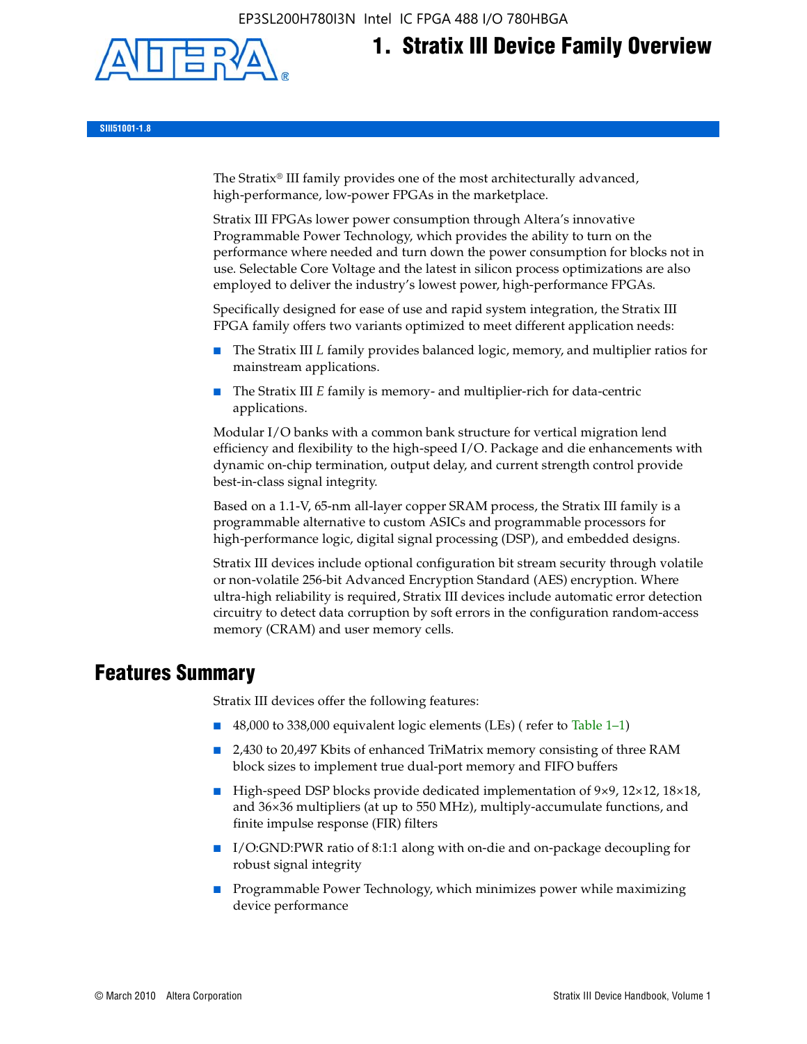# 1. Stratix III Device Family Overview

SIII51001-1.8

The Stratix® III family provides one of the most architecturally advanced, high-performance, low-power FPGAs in the marketplace.

Stratix III FPGAs lower power consumption through Altera's innovative Programmable Power Technology, which provides the ability to turn on the performance where needed and turn down the power consumption for blocks not in use. Selectable Core Voltage and the latest in silicon process optimizations are also employed to deliver the industry's lowest power, high-performance FPGAs.

Specifically designed for ease of use and rapid system integration, the Stratix III FPGA family offers two variants optimized to meet different application needs:

- The Stratix III *L* family provides balanced logic, memory, and multiplier ratios for mainstream applications.
- The Stratix III *E* family is memory- and multiplier-rich for data-centric applications.

Modular I/O banks with a common bank structure for vertical migration lend efficiency and flexibility to the high-speed I/O. Package and die enhancements with dynamic on-chip termination, output delay, and current strength control provide best-in-class signal integrity.

Based on a 1.1-V, 65-nm all-layer copper SRAM process, the Stratix III family is a programmable alternative to custom ASICs and programmable processors for high-performance logic, digital signal processing (DSP), and embedded designs.

Stratix III devices include optional configuration bit stream security through volatile or non-volatile 256-bit Advanced Encryption Standard (AES) encryption. Where ultra-high reliability is required, Stratix III devices include automatic error detection circuitry to detect data corruption by soft errors in the configuration random-access memory (CRAM) and user memory cells.

## Features Summary

Stratix III devices offer the following features:

- 48,000 to 338,000 equivalent logic elements (LEs) ( refer to Table 1–1)
- 2,430 to 20,497 Kbits of enhanced TriMatrix memory consisting of three RAM block sizes to implement true dual-port memory and FIFO buffers
- High-speed DSP blocks provide dedicated implementation of 9×9, 12×12, 18×18, and 36×36 multipliers (at up to 550 MHz), multiply-accumulate functions, and finite impulse response (FIR) filters
- I/O:GND:PWR ratio of 8:1:1 along with on-die and on-package decoupling for robust signal integrity
- Programmable Power Technology, which minimizes power while maximizing device performance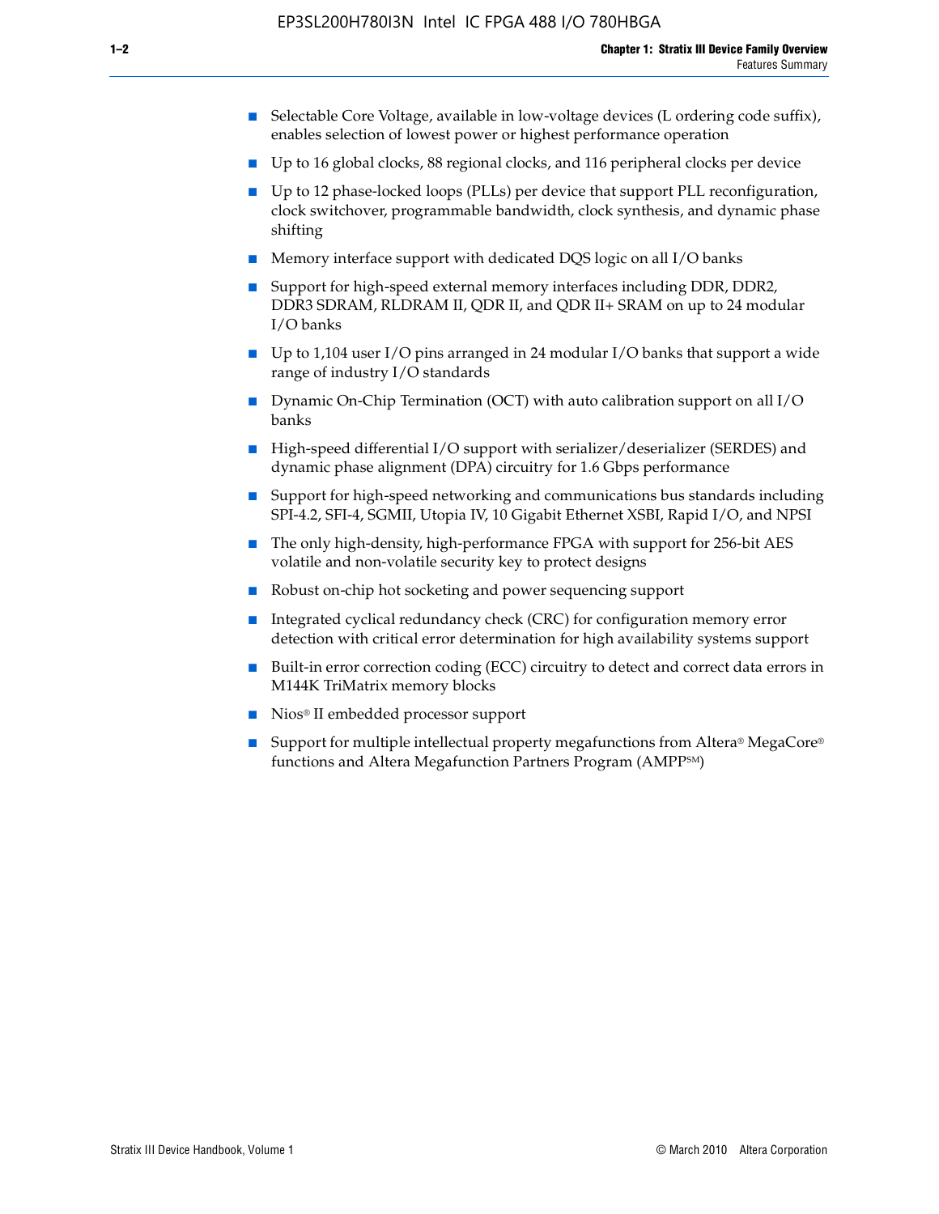- Selectable Core Voltage, available in low-voltage devices (L ordering code suffix), enables selection of lowest power or highest performance operation
- Up to 16 global clocks, 88 regional clocks, and 116 peripheral clocks per device
- Up to 12 phase-locked loops (PLLs) per device that support PLL reconfiguration, clock switchover, programmable bandwidth, clock synthesis, and dynamic phase shifting
- Memory interface support with dedicated DQS logic on all I/O banks
- Support for high-speed external memory interfaces including DDR, DDR2, DDR3 SDRAM, RLDRAM II, QDR II, and QDR II+ SRAM on up to 24 modular I/O banks
- Up to 1,104 user I/O pins arranged in 24 modular I/O banks that support a wide range of industry I/O standards
- Dynamic On-Chip Termination (OCT) with auto calibration support on all I/O banks
- High-speed differential I/O support with serializer/deserializer (SERDES) and dynamic phase alignment (DPA) circuitry for 1.6 Gbps performance
- Support for high-speed networking and communications bus standards including SPI-4.2, SFI-4, SGMII, Utopia IV, 10 Gigabit Ethernet XSBI, Rapid I/O, and NPSI
- The only high-density, high-performance FPGA with support for 256-bit AES volatile and non-volatile security key to protect designs
- Robust on-chip hot socketing and power sequencing support
- Integrated cyclical redundancy check (CRC) for configuration memory error detection with critical error determination for high availability systems support
- Built-in error correction coding (ECC) circuitry to detect and correct data errors in M144K TriMatrix memory blocks
- Nios® II embedded processor support
- Support for multiple intellectual property megafunctions from Altera® MegaCore® functions and Altera Megafunction Partners Program (AMPP℠)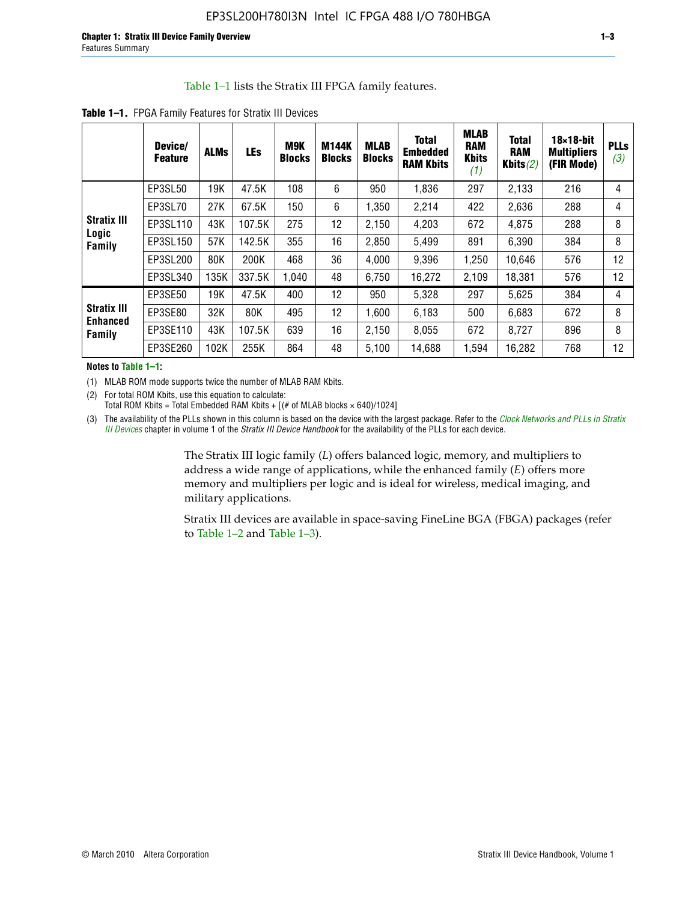Table 1–1 lists the Stratix III FPGA family features.

**Table 1–1.** FPGA Family Features for Stratix III Devices

| | Device/ Feature | ALMs | LEs | M9K Blocks | M144K Blocks | MLAB Blocks | Total Embedded RAM Kbits | MLAB RAM Kbits *(1)* | Total RAM Kbits *(2)* | 18×18-bit Multipliers (FIR Mode) | PLLs *(3)* |
|---|---|---|---|---|---|---|---|---|---|---|---|
| **Stratix III Logic Family** | EP3SL50 | 19K | 47.5K | 108 | 6 | 950 | 1,836 | 297 | 2,133 | 216 | 4 |
| | EP3SL70 | 27K | 67.5K | 150 | 6 | 1,350 | 2,214 | 422 | 2,636 | 288 | 4 |
| | EP3SL110 | 43K | 107.5K | 275 | 12 | 2,150 | 4,203 | 672 | 4,875 | 288 | 8 |
| | EP3SL150 | 57K | 142.5K | 355 | 16 | 2,850 | 5,499 | 891 | 6,390 | 384 | 8 |
| | EP3SL200 | 80K | 200K | 468 | 36 | 4,000 | 9,396 | 1,250 | 10,646 | 576 | 12 |
| | EP3SL340 | 135K | 337.5K | 1,040 | 48 | 6,750 | 16,272 | 2,109 | 18,381 | 576 | 12 |
| **Stratix III Enhanced Family** | EP3SE50 | 19K | 47.5K | 400 | 12 | 950 | 5,328 | 297 | 5,625 | 384 | 4 |
| | EP3SE80 | 32K | 80K | 495 | 12 | 1,600 | 6,183 | 500 | 6,683 | 672 | 8 |
| | EP3SE110 | 43K | 107.5K | 639 | 16 | 2,150 | 8,055 | 672 | 8,727 | 896 | 8 |
| | EP3SE260 | 102K | 255K | 864 | 48 | 5,100 | 14,688 | 1,594 | 16,282 | 768 | 12 |

**Notes to Table 1–1:**

(1) MLAB ROM mode supports twice the number of MLAB RAM Kbits.

(2) For total ROM Kbits, use this equation to calculate:
Total ROM Kbits = Total Embedded RAM Kbits + [(# of MLAB blocks × 640)/1024]

(3) The availability of the PLLs shown in this column is based on the device with the largest package. Refer to the *Clock Networks and PLLs in Stratix III Devices* chapter in volume 1 of the *Stratix III Device Handbook* for the availability of the PLLs for each device.

The Stratix III logic family (*L*) offers balanced logic, memory, and multipliers to address a wide range of applications, while the enhanced family (*E*) offers more memory and multipliers per logic and is ideal for wireless, medical imaging, and military applications.

Stratix III devices are available in space-saving FineLine BGA (FBGA) packages (refer to Table 1–2 and Table 1–3).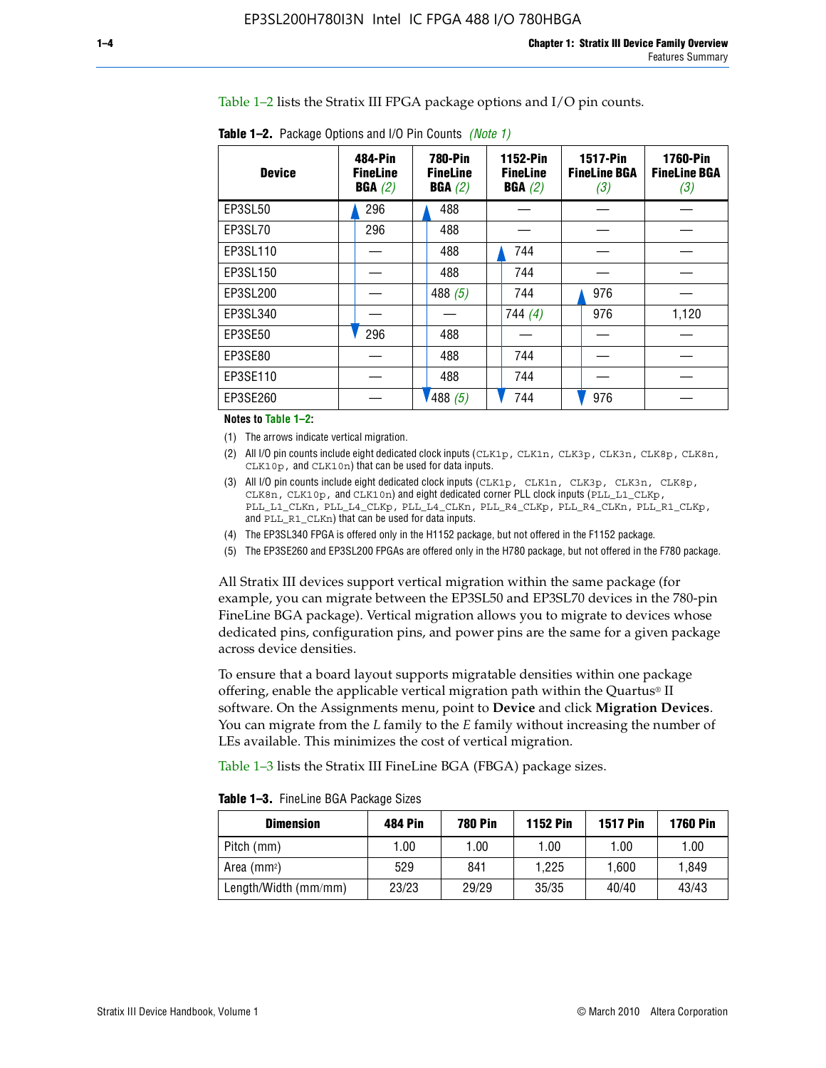Table 1–2 lists the Stratix III FPGA package options and I/O pin counts.

**Table 1–2.** Package Options and I/O Pin Counts *(Note 1)*

| Device | 484-Pin FineLine BGA *(2)* | 780-Pin FineLine BGA *(2)* | 1152-Pin FineLine BGA *(2)* | 1517-Pin FineLine BGA *(3)* | 1760-Pin FineLine BGA *(3)* |
|---|---|---|---|---|---|
| EP3SL50 | 296 | 488 | — | — | — |
| EP3SL70 | 296 | 488 | — | — | — |
| EP3SL110 | — | 488 | 744 | — | — |
| EP3SL150 | — | 488 | 744 | — | — |
| EP3SL200 | — | 488 *(5)* | 744 | 976 | — |
| EP3SL340 | — | — | 744 *(4)* | 976 | 1,120 |
| EP3SE50 | 296 | 488 | — | — | — |
| EP3SE80 | — | 488 | 744 | — | — |
| EP3SE110 | — | 488 | 744 | — | — |
| EP3SE260 | — | 488 *(5)* | 744 | 976 | — |

**Notes to Table 1–2:**

(1) The arrows indicate vertical migration.

(2) All I/O pin counts include eight dedicated clock inputs (CLK1p, CLK1n, CLK3p, CLK3n, CLK8p, CLK8n, CLK10p, and CLK10n) that can be used for data inputs.

(3) All I/O pin counts include eight dedicated clock inputs (CLK1p, CLK1n, CLK3p, CLK3n, CLK8p, CLK8n, CLK10p, and CLK10n) and eight dedicated corner PLL clock inputs (PLL_L1_CLKp, PLL_L1_CLKn, PLL_L4_CLKp, PLL_L4_CLKn, PLL_R4_CLKp, PLL_R4_CLKn, PLL_R1_CLKp, and PLL_R1_CLKn) that can be used for data inputs.

(4) The EP3SL340 FPGA is offered only in the H1152 package, but not offered in the F1152 package.

(5) The EP3SE260 and EP3SL200 FPGAs are offered only in the H780 package, but not offered in the F780 package.

All Stratix III devices support vertical migration within the same package (for example, you can migrate between the EP3SL50 and EP3SL70 devices in the 780-pin FineLine BGA package). Vertical migration allows you to migrate to devices whose dedicated pins, configuration pins, and power pins are the same for a given package across device densities.

To ensure that a board layout supports migratable densities within one package offering, enable the applicable vertical migration path within the Quartus® II software. On the Assignments menu, point to **Device** and click **Migration Devices**. You can migrate from the *L* family to the *E* family without increasing the number of LEs available. This minimizes the cost of vertical migration.

Table 1–3 lists the Stratix III FineLine BGA (FBGA) package sizes.

**Table 1–3.** FineLine BGA Package Sizes

| Dimension | 484 Pin | 780 Pin | 1152 Pin | 1517 Pin | 1760 Pin |
|---|---|---|---|---|---|
| Pitch (mm) | 1.00 | 1.00 | 1.00 | 1.00 | 1.00 |
| Area ($mm^2$) | 529 | 841 | 1,225 | 1,600 | 1,849 |
| Length/Width (mm/mm) | 23/23 | 29/29 | 35/35 | 40/40 | 43/43 |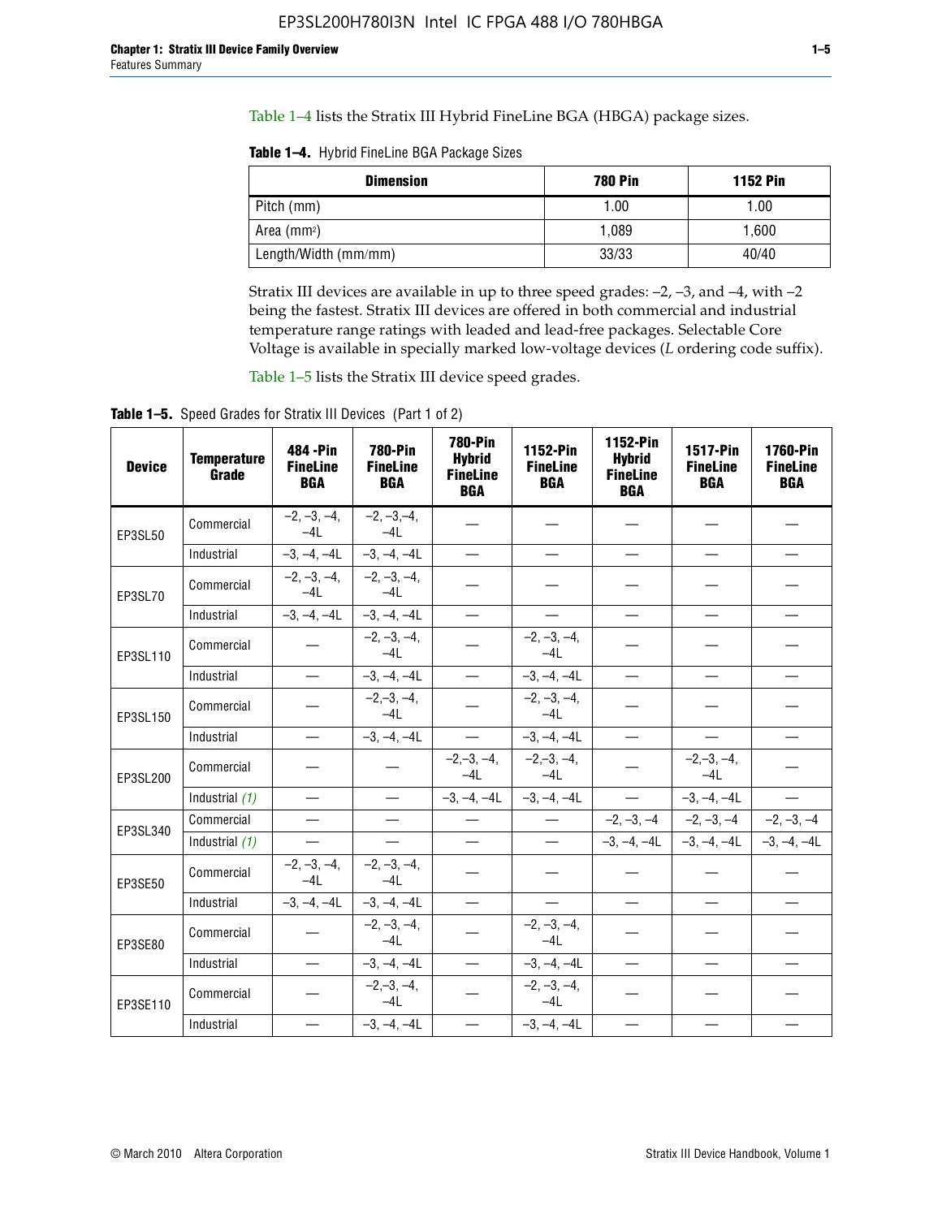Table 1–4 lists the Stratix III Hybrid FineLine BGA (HBGA) package sizes.

**Table 1–4.** Hybrid FineLine BGA Package Sizes

| Dimension | 780 Pin | 1152 Pin |
|---|---|---|
| Pitch (mm) | 1.00 | 1.00 |
| Area (mm$^2$) | 1,089 | 1,600 |
| Length/Width (mm/mm) | 33/33 | 40/40 |

Stratix III devices are available in up to three speed grades: –2, –3, and –4, with –2 being the fastest. Stratix III devices are offered in both commercial and industrial temperature range ratings with leaded and lead-free packages. Selectable Core Voltage is available in specially marked low-voltage devices (*L* ordering code suffix).

Table 1–5 lists the Stratix III device speed grades.

**Table 1–5.** Speed Grades for Stratix III Devices (Part 1 of 2)

| Device | Temperature Grade | 484 -Pin FineLine BGA | 780-Pin FineLine BGA | 780-Pin Hybrid FineLine BGA | 1152-Pin FineLine BGA | 1152-Pin Hybrid FineLine BGA | 1517-Pin FineLine BGA | 1760-Pin FineLine BGA |
|---|---|---|---|---|---|---|---|---|
| EP3SL50 | Commercial | –2, –3, –4, –4L | –2, –3,–4, –4L | — | — | — | — | — |
| | Industrial | –3, –4, –4L | –3, –4, –4L | — | — | — | — | — |
| EP3SL70 | Commercial | –2, –3, –4, –4L | –2, –3, –4, –4L | — | — | — | — | — |
| | Industrial | –3, –4, –4L | –3, –4, –4L | — | — | — | — | — |
| EP3SL110 | Commercial | — | –2, –3, –4, –4L | — | –2, –3, –4, –4L | — | — | — |
| | Industrial | — | –3, –4, –4L | — | –3, –4, –4L | — | — | — |
| EP3SL150 | Commercial | — | –2,–3, –4, –4L | — | –2, –3, –4, –4L | — | — | — |
| | Industrial | — | –3, –4, –4L | — | –3, –4, –4L | — | — | — |
| EP3SL200 | Commercial | — | — | –2,–3, –4, –4L | –2,–3, –4, –4L | — | –2,–3, –4, –4L | — |
| | Industrial *(1)* | — | — | –3, –4, –4L | –3, –4, –4L | — | –3, –4, –4L | — |
| EP3SL340 | Commercial | — | — | — | — | –2, –3, –4 | –2, –3, –4 | –2, –3, –4 |
| | Industrial *(1)* | — | — | — | — | –3, –4, –4L | –3, –4, –4L | –3, –4, –4L |
| EP3SE50 | Commercial | –2, –3, –4, –4L | –2, –3, –4, –4L | — | — | — | — | — |
| | Industrial | –3, –4, –4L | –3, –4, –4L | — | — | — | — | — |
| EP3SE80 | Commercial | — | –2, –3, –4, –4L | — | –2, –3, –4, –4L | — | — | — |
| | Industrial | — | –3, –4, –4L | — | –3, –4, –4L | — | — | — |
| EP3SE110 | Commercial | — | –2,–3, –4, –4L | — | –2, –3, –4, –4L | — | — | — |
| | Industrial | — | –3, –4, –4L | — | –3, –4, –4L | — | — | — |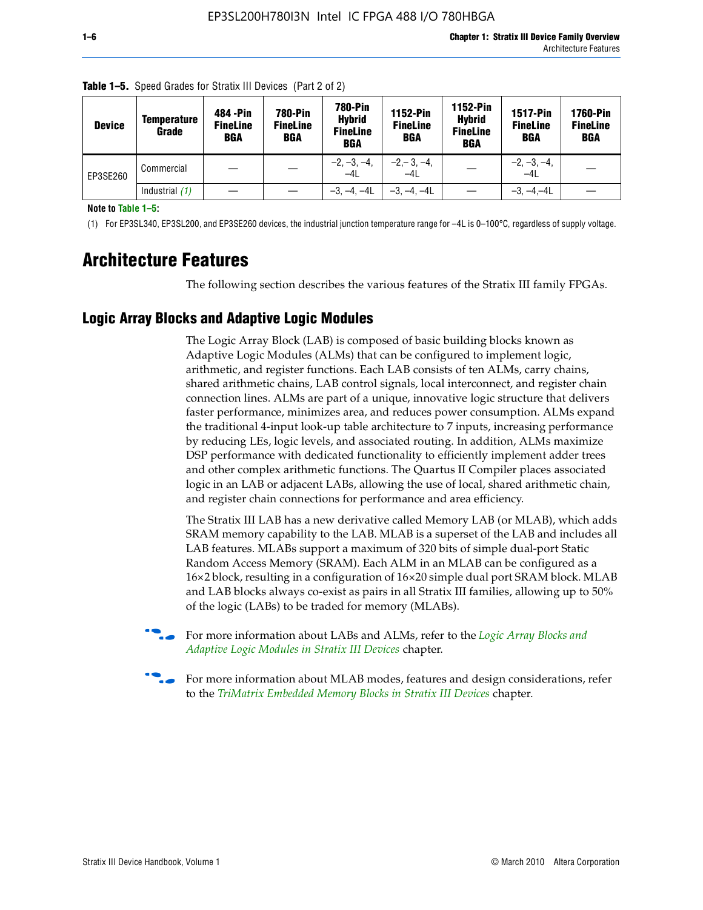**Table 1–5.** Speed Grades for Stratix III Devices (Part 2 of 2)

| Device | Temperature Grade | 484 -Pin FineLine BGA | 780-Pin FineLine BGA | 780-Pin Hybrid FineLine BGA | 1152-Pin FineLine BGA | 1152-Pin Hybrid FineLine BGA | 1517-Pin FineLine BGA | 1760-Pin FineLine BGA |
|---|---|---|---|---|---|---|---|---|
| EP3SE260 | Commercial | — | — | –2, –3, –4, –4L | –2,– 3, –4, –4L | — | –2, –3, –4, –4L | — |
| | Industrial *(1)* | — | — | –3, –4, –4L | –3, –4, –4L | — | –3, –4,–4L | — |

**Note to Table 1–5:**

(1) For EP3SL340, EP3SL200, and EP3SE260 devices, the industrial junction temperature range for –4L is 0–100°C, regardless of supply voltage.

# Architecture Features

The following section describes the various features of the Stratix III family FPGAs.

## Logic Array Blocks and Adaptive Logic Modules

The Logic Array Block (LAB) is composed of basic building blocks known as Adaptive Logic Modules (ALMs) that can be configured to implement logic, arithmetic, and register functions. Each LAB consists of ten ALMs, carry chains, shared arithmetic chains, LAB control signals, local interconnect, and register chain connection lines. ALMs are part of a unique, innovative logic structure that delivers faster performance, minimizes area, and reduces power consumption. ALMs expand the traditional 4-input look-up table architecture to 7 inputs, increasing performance by reducing LEs, logic levels, and associated routing. In addition, ALMs maximize DSP performance with dedicated functionality to efficiently implement adder trees and other complex arithmetic functions. The Quartus II Compiler places associated logic in an LAB or adjacent LABs, allowing the use of local, shared arithmetic chain, and register chain connections for performance and area efficiency.

The Stratix III LAB has a new derivative called Memory LAB (or MLAB), which adds SRAM memory capability to the LAB. MLAB is a superset of the LAB and includes all LAB features. MLABs support a maximum of 320 bits of simple dual-port Static Random Access Memory (SRAM). Each ALM in an MLAB can be configured as a 16×2 block, resulting in a configuration of 16×20 simple dual port SRAM block. MLAB and LAB blocks always co-exist as pairs in all Stratix III families, allowing up to 50% of the logic (LABs) to be traded for memory (MLABs).

For more information about LABs and ALMs, refer to the *Logic Array Blocks and Adaptive Logic Modules in Stratix III Devices* chapter.

For more information about MLAB modes, features and design considerations, refer to the *TriMatrix Embedded Memory Blocks in Stratix III Devices* chapter.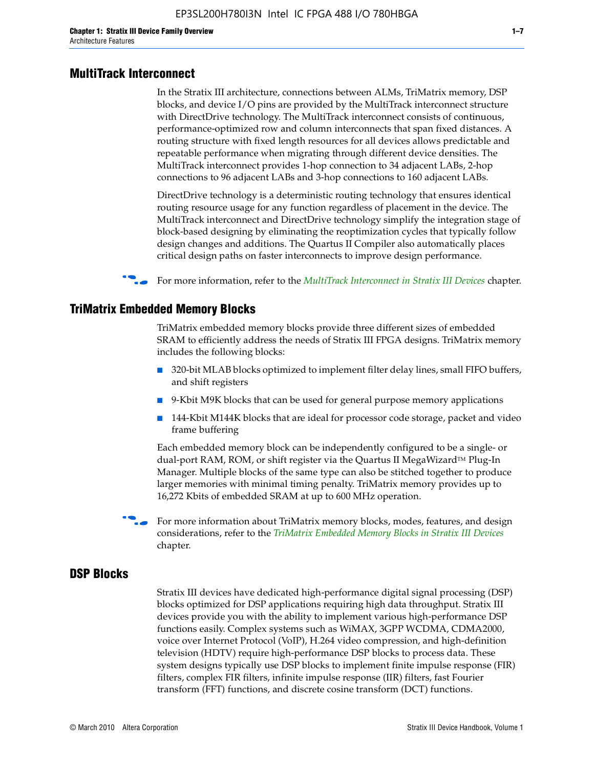## MultiTrack Interconnect

In the Stratix III architecture, connections between ALMs, TriMatrix memory, DSP blocks, and device I/O pins are provided by the MultiTrack interconnect structure with DirectDrive technology. The MultiTrack interconnect consists of continuous, performance-optimized row and column interconnects that span fixed distances. A routing structure with fixed length resources for all devices allows predictable and repeatable performance when migrating through different device densities. The MultiTrack interconnect provides 1-hop connection to 34 adjacent LABs, 2-hop connections to 96 adjacent LABs and 3-hop connections to 160 adjacent LABs.

DirectDrive technology is a deterministic routing technology that ensures identical routing resource usage for any function regardless of placement in the device. The MultiTrack interconnect and DirectDrive technology simplify the integration stage of block-based designing by eliminating the reoptimization cycles that typically follow design changes and additions. The Quartus II Compiler also automatically places critical design paths on faster interconnects to improve design performance.

For more information, refer to the *MultiTrack Interconnect in Stratix III Devices* chapter.

## TriMatrix Embedded Memory Blocks

TriMatrix embedded memory blocks provide three different sizes of embedded SRAM to efficiently address the needs of Stratix III FPGA designs. TriMatrix memory includes the following blocks:

- 320-bit MLAB blocks optimized to implement filter delay lines, small FIFO buffers, and shift registers
- 9-Kbit M9K blocks that can be used for general purpose memory applications
- 144-Kbit M144K blocks that are ideal for processor code storage, packet and video frame buffering

Each embedded memory block can be independently configured to be a single- or dual-port RAM, ROM, or shift register via the Quartus II MegaWizard™ Plug-In Manager. Multiple blocks of the same type can also be stitched together to produce larger memories with minimal timing penalty. TriMatrix memory provides up to 16,272 Kbits of embedded SRAM at up to 600 MHz operation.

For more information about TriMatrix memory blocks, modes, features, and design considerations, refer to the *TriMatrix Embedded Memory Blocks in Stratix III Devices* chapter.

## DSP Blocks

Stratix III devices have dedicated high-performance digital signal processing (DSP) blocks optimized for DSP applications requiring high data throughput. Stratix III devices provide you with the ability to implement various high-performance DSP functions easily. Complex systems such as WiMAX, 3GPP WCDMA, CDMA2000, voice over Internet Protocol (VoIP), H.264 video compression, and high-definition television (HDTV) require high-performance DSP blocks to process data. These system designs typically use DSP blocks to implement finite impulse response (FIR) filters, complex FIR filters, infinite impulse response (IIR) filters, fast Fourier transform (FFT) functions, and discrete cosine transform (DCT) functions.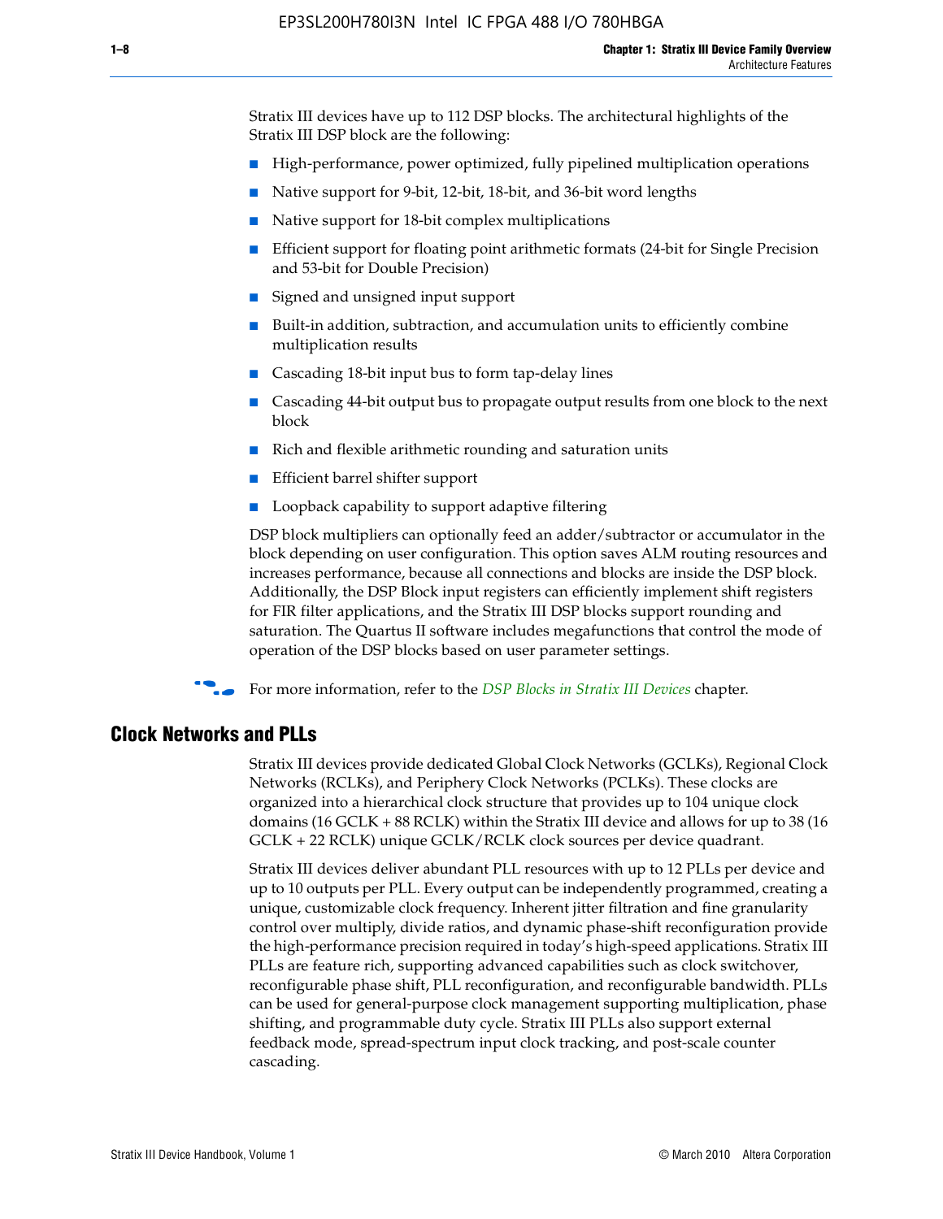Stratix III devices have up to 112 DSP blocks. The architectural highlights of the Stratix III DSP block are the following:

- High-performance, power optimized, fully pipelined multiplication operations
- Native support for 9-bit, 12-bit, 18-bit, and 36-bit word lengths
- Native support for 18-bit complex multiplications
- Efficient support for floating point arithmetic formats (24-bit for Single Precision and 53-bit for Double Precision)
- Signed and unsigned input support
- Built-in addition, subtraction, and accumulation units to efficiently combine multiplication results
- Cascading 18-bit input bus to form tap-delay lines
- Cascading 44-bit output bus to propagate output results from one block to the next block
- Rich and flexible arithmetic rounding and saturation units
- Efficient barrel shifter support
- Loopback capability to support adaptive filtering

DSP block multipliers can optionally feed an adder/subtractor or accumulator in the block depending on user configuration. This option saves ALM routing resources and increases performance, because all connections and blocks are inside the DSP block. Additionally, the DSP Block input registers can efficiently implement shift registers for FIR filter applications, and the Stratix III DSP blocks support rounding and saturation. The Quartus II software includes megafunctions that control the mode of operation of the DSP blocks based on user parameter settings.

For more information, refer to the *DSP Blocks in Stratix III Devices* chapter.

## Clock Networks and PLLs

Stratix III devices provide dedicated Global Clock Networks (GCLKs), Regional Clock Networks (RCLKs), and Periphery Clock Networks (PCLKs). These clocks are organized into a hierarchical clock structure that provides up to 104 unique clock domains (16 GCLK + 88 RCLK) within the Stratix III device and allows for up to 38 (16 GCLK + 22 RCLK) unique GCLK/RCLK clock sources per device quadrant.

Stratix III devices deliver abundant PLL resources with up to 12 PLLs per device and up to 10 outputs per PLL. Every output can be independently programmed, creating a unique, customizable clock frequency. Inherent jitter filtration and fine granularity control over multiply, divide ratios, and dynamic phase-shift reconfiguration provide the high-performance precision required in today's high-speed applications. Stratix III PLLs are feature rich, supporting advanced capabilities such as clock switchover, reconfigurable phase shift, PLL reconfiguration, and reconfigurable bandwidth. PLLs can be used for general-purpose clock management supporting multiplication, phase shifting, and programmable duty cycle. Stratix III PLLs also support external feedback mode, spread-spectrum input clock tracking, and post-scale counter cascading.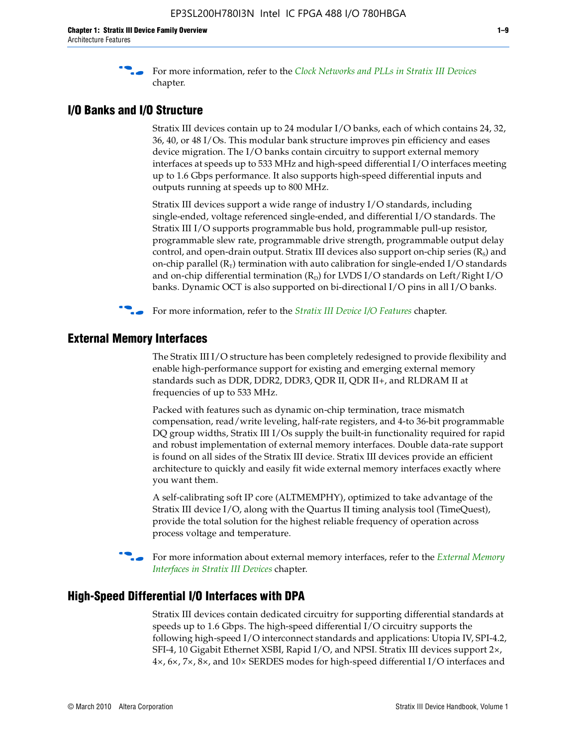For more information, refer to the *Clock Networks and PLLs in Stratix III Devices* chapter.

## I/O Banks and I/O Structure

Stratix III devices contain up to 24 modular I/O banks, each of which contains 24, 32, 36, 40, or 48 I/Os. This modular bank structure improves pin efficiency and eases device migration. The I/O banks contain circuitry to support external memory interfaces at speeds up to 533 MHz and high-speed differential I/O interfaces meeting up to 1.6 Gbps performance. It also supports high-speed differential inputs and outputs running at speeds up to 800 MHz.

Stratix III devices support a wide range of industry I/O standards, including single-ended, voltage referenced single-ended, and differential I/O standards. The Stratix III I/O supports programmable bus hold, programmable pull-up resistor, programmable slew rate, programmable drive strength, programmable output delay control, and open-drain output. Stratix III devices also support on-chip series ($R_S$) and on-chip parallel ($R_T$) termination with auto calibration for single-ended I/O standards and on-chip differential termination ($R_D$) for LVDS I/O standards on Left/Right I/O banks. Dynamic OCT is also supported on bi-directional I/O pins in all I/O banks.

For more information, refer to the *Stratix III Device I/O Features* chapter.

## External Memory Interfaces

The Stratix III I/O structure has been completely redesigned to provide flexibility and enable high-performance support for existing and emerging external memory standards such as DDR, DDR2, DDR3, QDR II, QDR II+, and RLDRAM II at frequencies of up to 533 MHz.

Packed with features such as dynamic on-chip termination, trace mismatch compensation, read/write leveling, half-rate registers, and 4-to 36-bit programmable DQ group widths, Stratix III I/Os supply the built-in functionality required for rapid and robust implementation of external memory interfaces. Double data-rate support is found on all sides of the Stratix III device. Stratix III devices provide an efficient architecture to quickly and easily fit wide external memory interfaces exactly where you want them.

A self-calibrating soft IP core (ALTMEMPHY), optimized to take advantage of the Stratix III device I/O, along with the Quartus II timing analysis tool (TimeQuest), provide the total solution for the highest reliable frequency of operation across process voltage and temperature.

For more information about external memory interfaces, refer to the *External Memory Interfaces in Stratix III Devices* chapter.

## High-Speed Differential I/O Interfaces with DPA

Stratix III devices contain dedicated circuitry for supporting differential standards at speeds up to 1.6 Gbps. The high-speed differential I/O circuitry supports the following high-speed I/O interconnect standards and applications: Utopia IV, SPI-4.2, SFI-4, 10 Gigabit Ethernet XSBI, Rapid I/O, and NPSI. Stratix III devices support 2×, 4×, 6×, 7×, 8×, and 10× SERDES modes for high-speed differential I/O interfaces and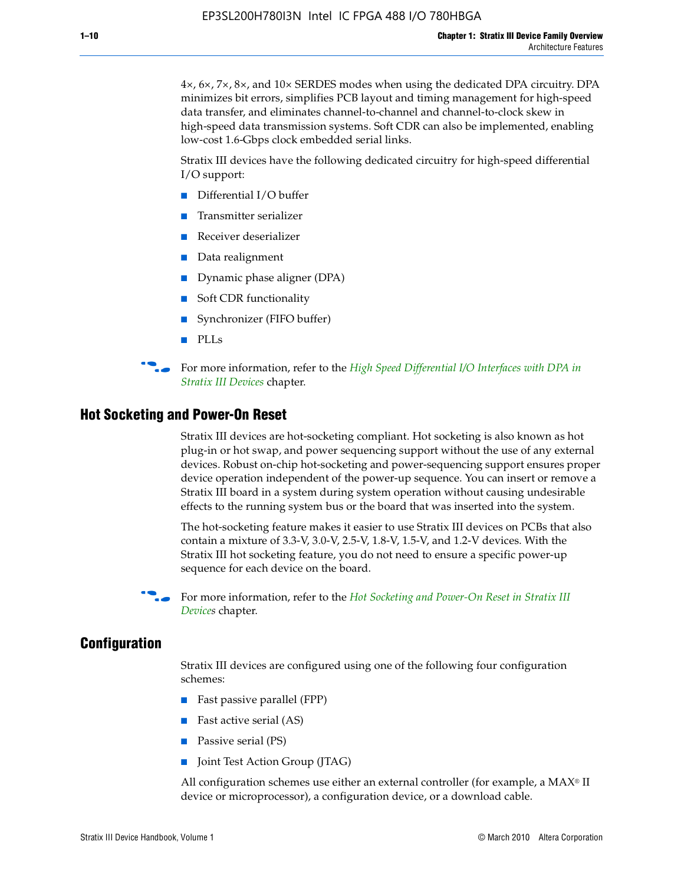4×, 6×, 7×, 8×, and 10× SERDES modes when using the dedicated DPA circuitry. DPA minimizes bit errors, simplifies PCB layout and timing management for high-speed data transfer, and eliminates channel-to-channel and channel-to-clock skew in high-speed data transmission systems. Soft CDR can also be implemented, enabling low-cost 1.6-Gbps clock embedded serial links.

Stratix III devices have the following dedicated circuitry for high-speed differential I/O support:

- Differential I/O buffer
- Transmitter serializer
- Receiver deserializer
- Data realignment
- Dynamic phase aligner (DPA)
- Soft CDR functionality
- Synchronizer (FIFO buffer)
- PLLs

For more information, refer to the *High Speed Differential I/O Interfaces with DPA in Stratix III Devices* chapter.

## Hot Socketing and Power-On Reset

Stratix III devices are hot-socketing compliant. Hot socketing is also known as hot plug-in or hot swap, and power sequencing support without the use of any external devices. Robust on-chip hot-socketing and power-sequencing support ensures proper device operation independent of the power-up sequence. You can insert or remove a Stratix III board in a system during system operation without causing undesirable effects to the running system bus or the board that was inserted into the system.

The hot-socketing feature makes it easier to use Stratix III devices on PCBs that also contain a mixture of 3.3-V, 3.0-V, 2.5-V, 1.8-V, 1.5-V, and 1.2-V devices. With the Stratix III hot socketing feature, you do not need to ensure a specific power-up sequence for each device on the board.

For more information, refer to the *Hot Socketing and Power-On Reset in Stratix III Devices* chapter.

## Configuration

Stratix III devices are configured using one of the following four configuration schemes:

- Fast passive parallel (FPP)
- Fast active serial (AS)
- Passive serial (PS)
- Joint Test Action Group (JTAG)

All configuration schemes use either an external controller (for example, a MAX® II device or microprocessor), a configuration device, or a download cable.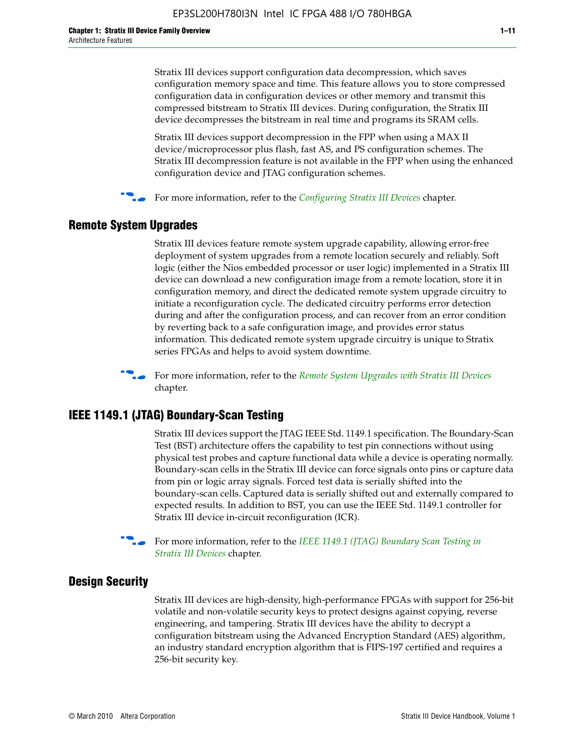Stratix III devices support configuration data decompression, which saves configuration memory space and time. This feature allows you to store compressed configuration data in configuration devices or other memory and transmit this compressed bitstream to Stratix III devices. During configuration, the Stratix III device decompresses the bitstream in real time and programs its SRAM cells.

Stratix III devices support decompression in the FPP when using a MAX II device/microprocessor plus flash, fast AS, and PS configuration schemes. The Stratix III decompression feature is not available in the FPP when using the enhanced configuration device and JTAG configuration schemes.

For more information, refer to the *Configuring Stratix III Devices* chapter.

## Remote System Upgrades

Stratix III devices feature remote system upgrade capability, allowing error-free deployment of system upgrades from a remote location securely and reliably. Soft logic (either the Nios embedded processor or user logic) implemented in a Stratix III device can download a new configuration image from a remote location, store it in configuration memory, and direct the dedicated remote system upgrade circuitry to initiate a reconfiguration cycle. The dedicated circuitry performs error detection during and after the configuration process, and can recover from an error condition by reverting back to a safe configuration image, and provides error status information. This dedicated remote system upgrade circuitry is unique to Stratix series FPGAs and helps to avoid system downtime.

For more information, refer to the *Remote System Upgrades with Stratix III Devices* chapter.

## IEEE 1149.1 (JTAG) Boundary-Scan Testing

Stratix III devices support the JTAG IEEE Std. 1149.1 specification. The Boundary-Scan Test (BST) architecture offers the capability to test pin connections without using physical test probes and capture functional data while a device is operating normally. Boundary-scan cells in the Stratix III device can force signals onto pins or capture data from pin or logic array signals. Forced test data is serially shifted into the boundary-scan cells. Captured data is serially shifted out and externally compared to expected results. In addition to BST, you can use the IEEE Std. 1149.1 controller for Stratix III device in-circuit reconfiguration (ICR).

For more information, refer to the *IEEE 1149.1 (JTAG) Boundary Scan Testing in Stratix III Devices* chapter.

## Design Security

Stratix III devices are high-density, high-performance FPGAs with support for 256-bit volatile and non-volatile security keys to protect designs against copying, reverse engineering, and tampering. Stratix III devices have the ability to decrypt a configuration bitstream using the Advanced Encryption Standard (AES) algorithm, an industry standard encryption algorithm that is FIPS-197 certified and requires a 256-bit security key.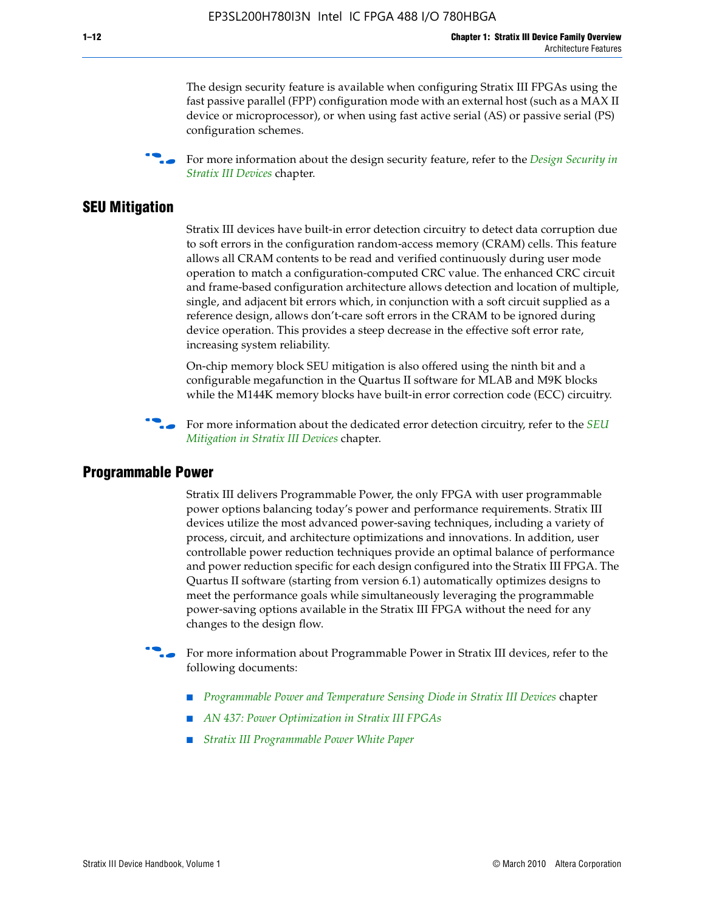The design security feature is available when configuring Stratix III FPGAs using the fast passive parallel (FPP) configuration mode with an external host (such as a MAX II device or microprocessor), or when using fast active serial (AS) or passive serial (PS) configuration schemes.

For more information about the design security feature, refer to the *Design Security in Stratix III Devices* chapter.

## SEU Mitigation

Stratix III devices have built-in error detection circuitry to detect data corruption due to soft errors in the configuration random-access memory (CRAM) cells. This feature allows all CRAM contents to be read and verified continuously during user mode operation to match a configuration-computed CRC value. The enhanced CRC circuit and frame-based configuration architecture allows detection and location of multiple, single, and adjacent bit errors which, in conjunction with a soft circuit supplied as a reference design, allows don't-care soft errors in the CRAM to be ignored during device operation. This provides a steep decrease in the effective soft error rate, increasing system reliability.

On-chip memory block SEU mitigation is also offered using the ninth bit and a configurable megafunction in the Quartus II software for MLAB and M9K blocks while the M144K memory blocks have built-in error correction code (ECC) circuitry.

For more information about the dedicated error detection circuitry, refer to the *SEU Mitigation in Stratix III Devices* chapter.

## Programmable Power

Stratix III delivers Programmable Power, the only FPGA with user programmable power options balancing today's power and performance requirements. Stratix III devices utilize the most advanced power-saving techniques, including a variety of process, circuit, and architecture optimizations and innovations. In addition, user controllable power reduction techniques provide an optimal balance of performance and power reduction specific for each design configured into the Stratix III FPGA. The Quartus II software (starting from version 6.1) automatically optimizes designs to meet the performance goals while simultaneously leveraging the programmable power-saving options available in the Stratix III FPGA without the need for any changes to the design flow.

For more information about Programmable Power in Stratix III devices, refer to the following documents:

- *Programmable Power and Temperature Sensing Diode in Stratix III Devices* chapter
- *AN 437: Power Optimization in Stratix III FPGAs*
- *Stratix III Programmable Power White Paper*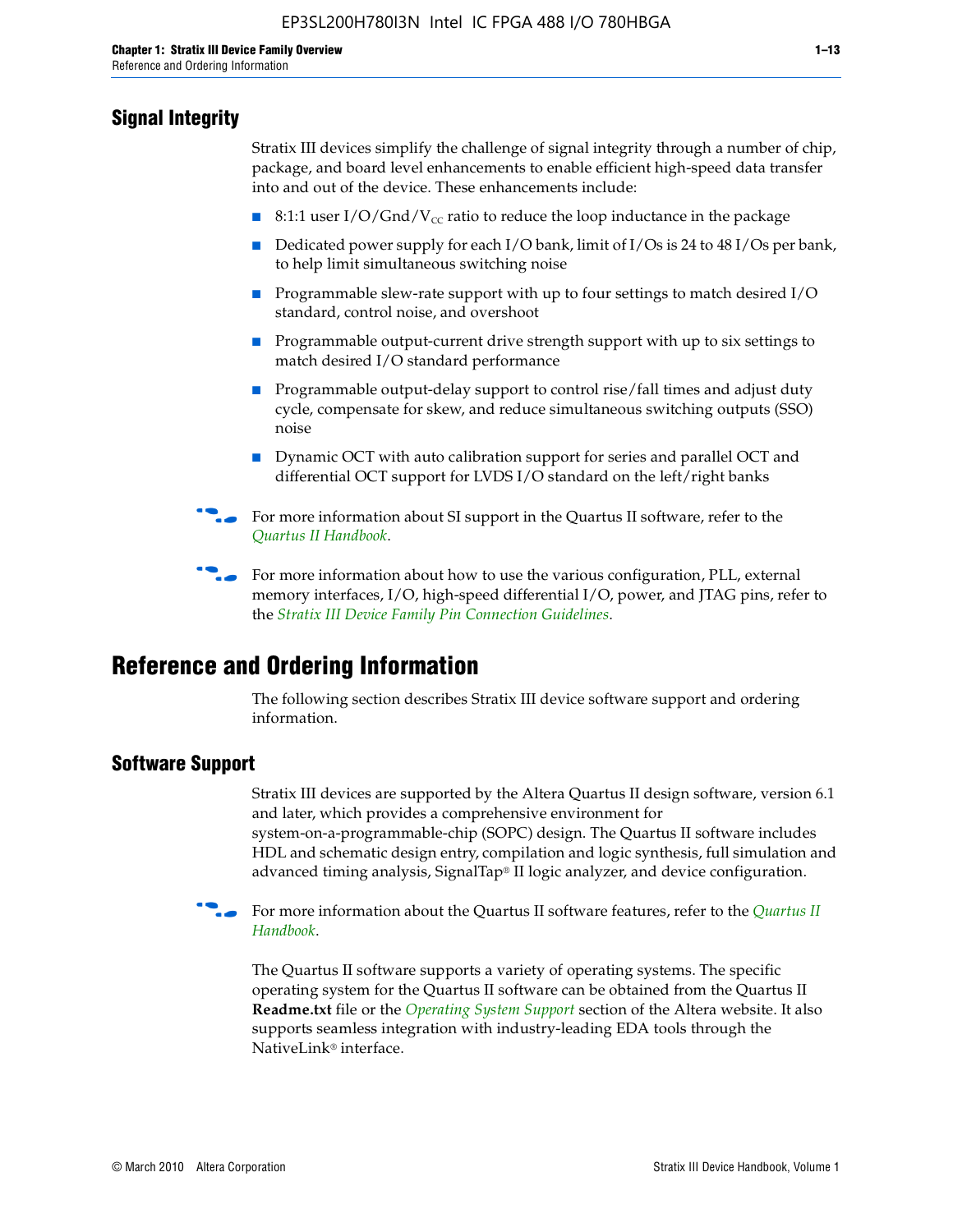## Signal Integrity

Stratix III devices simplify the challenge of signal integrity through a number of chip, package, and board level enhancements to enable efficient high-speed data transfer into and out of the device. These enhancements include:

- 8:1:1 user I/O/Gnd/$V_{CC}$ ratio to reduce the loop inductance in the package
- Dedicated power supply for each I/O bank, limit of I/Os is 24 to 48 I/Os per bank, to help limit simultaneous switching noise
- Programmable slew-rate support with up to four settings to match desired I/O standard, control noise, and overshoot
- Programmable output-current drive strength support with up to six settings to match desired I/O standard performance
- Programmable output-delay support to control rise/fall times and adjust duty cycle, compensate for skew, and reduce simultaneous switching outputs (SSO) noise
- Dynamic OCT with auto calibration support for series and parallel OCT and differential OCT support for LVDS I/O standard on the left/right banks

For more information about SI support in the Quartus II software, refer to the *Quartus II Handbook*.

For more information about how to use the various configuration, PLL, external memory interfaces, I/O, high-speed differential I/O, power, and JTAG pins, refer to the *Stratix III Device Family Pin Connection Guidelines*.

# Reference and Ordering Information

The following section describes Stratix III device software support and ordering information.

## Software Support

Stratix III devices are supported by the Altera Quartus II design software, version 6.1 and later, which provides a comprehensive environment for system-on-a-programmable-chip (SOPC) design. The Quartus II software includes HDL and schematic design entry, compilation and logic synthesis, full simulation and advanced timing analysis, SignalTap® II logic analyzer, and device configuration.

For more information about the Quartus II software features, refer to the *Quartus II Handbook*.

The Quartus II software supports a variety of operating systems. The specific operating system for the Quartus II software can be obtained from the Quartus II **Readme.txt** file or the *Operating System Support* section of the Altera website. It also supports seamless integration with industry-leading EDA tools through the NativeLink® interface.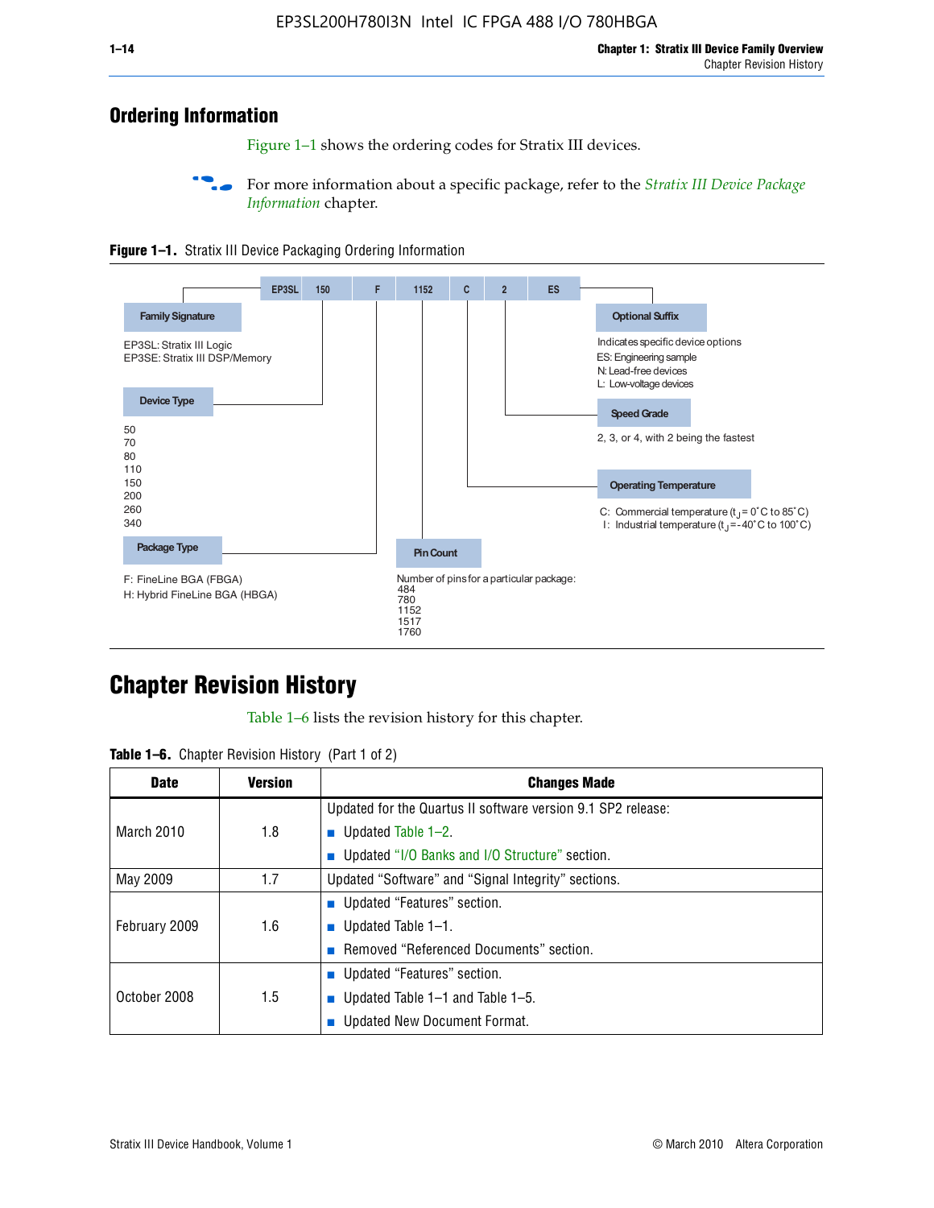## Ordering Information

Figure 1–1 shows the ordering codes for Stratix III devices.

For more information about a specific package, refer to the *Stratix III Device Package Information* chapter.

**Figure 1–1.** Stratix III Device Packaging Ordering Information

EP3SL | 150 | F | 1152 | C | 2 | ES

**Family Signature**

EP3SL: Stratix III Logic
EP3SE: Stratix III DSP/Memory

**Device Type**

50
70
80
110
150
200
260
340

**Package Type**

F: FineLine BGA (FBGA)
H: Hybrid FineLine BGA (HBGA)

**Pin Count**

Number of pins for a particular package:
484
780
1152
1517
1760

**Optional Suffix**

Indicates specific device options
ES: Engineering sample
N: Lead-free devices
L: Low-voltage devices

**Speed Grade**

2, 3, or 4, with 2 being the fastest

**Operating Temperature**

C: Commercial temperature ($t_J$ = 0°C to 85°C)
I: Industrial temperature ($t_J$ = -40°C to 100°C)

## Chapter Revision History

Table 1–6 lists the revision history for this chapter.

**Table 1–6.** Chapter Revision History (Part 1 of 2)

| Date | Version | Changes Made |
|---|---|---|
| March 2010 | 1.8 | Updated for the Quartus II software version 9.1 SP2 release:<br>■ Updated Table 1–2.<br>■ Updated "I/O Banks and I/O Structure" section. |
| May 2009 | 1.7 | Updated "Software" and "Signal Integrity" sections. |
| February 2009 | 1.6 | ■ Updated "Features" section.<br>■ Updated Table 1–1.<br>■ Removed "Referenced Documents" section. |
| October 2008 | 1.5 | ■ Updated "Features" section.<br>■ Updated Table 1–1 and Table 1–5.<br>■ Updated New Document Format. |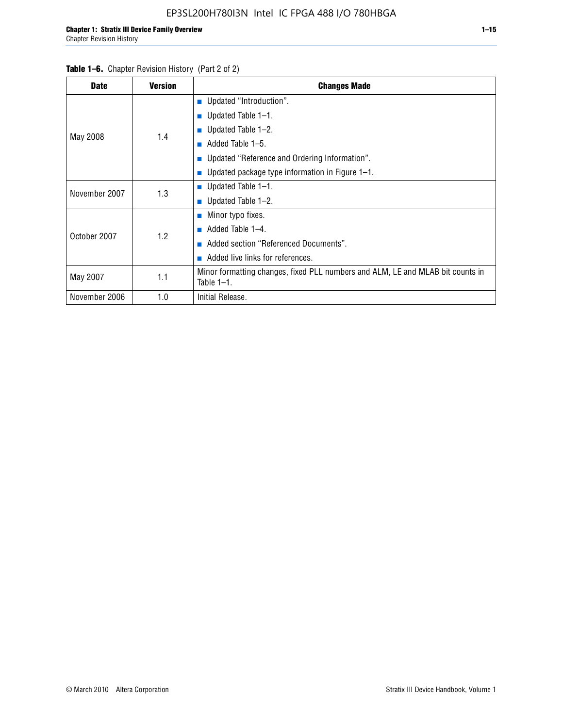**Table 1–6.** Chapter Revision History (Part 2 of 2)

| Date | Version | Changes Made |
|---|---|---|
| May 2008 | 1.4 | ■ Updated "Introduction".<br>■ Updated Table 1–1.<br>■ Updated Table 1–2.<br>■ Added Table 1–5.<br>■ Updated "Reference and Ordering Information".<br>■ Updated package type information in Figure 1–1. |
| November 2007 | 1.3 | ■ Updated Table 1–1.<br>■ Updated Table 1–2. |
| October 2007 | 1.2 | ■ Minor typo fixes.<br>■ Added Table 1–4.<br>■ Added section "Referenced Documents".<br>■ Added live links for references. |
| May 2007 | 1.1 | Minor formatting changes, fixed PLL numbers and ALM, LE and MLAB bit counts in Table 1–1. |
| November 2006 | 1.0 | Initial Release. |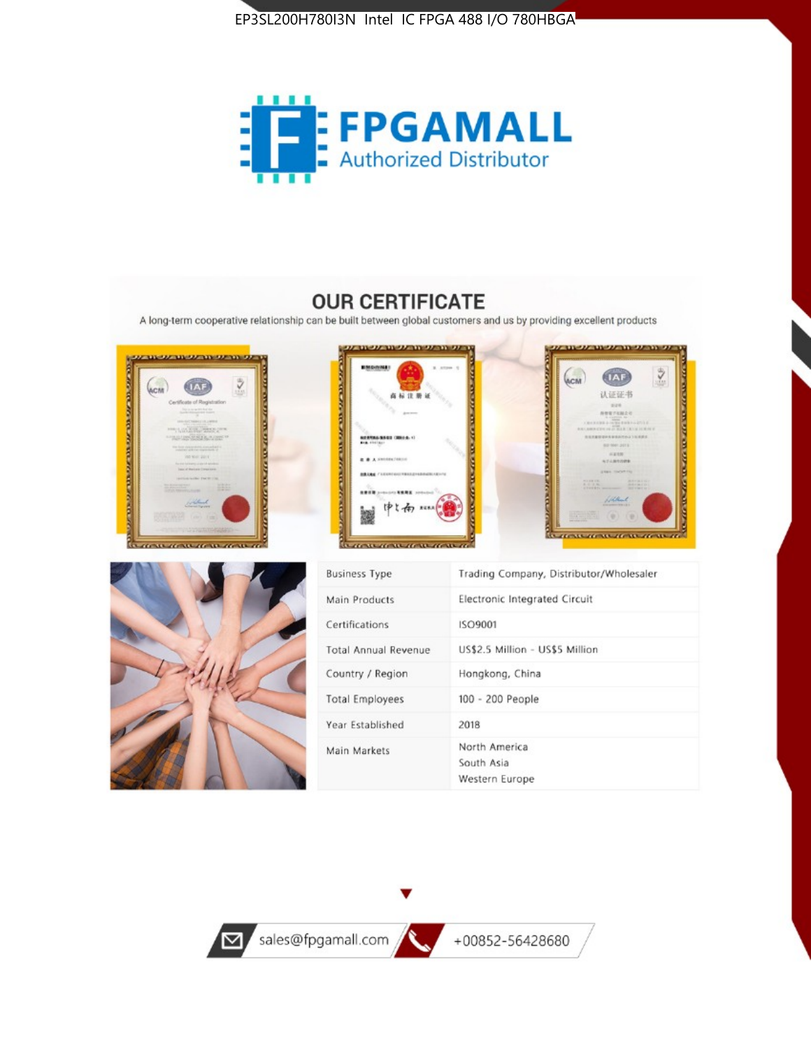FPGAMALL
Authorized Distributor

## OUR CERTIFICATE

A long-term cooperative relationship can be built between global customers and us by providing excellent products

| | |
|---|---|
| Business Type | Trading Company, Distributor/Wholesaler |
| Main Products | Electronic Integrated Circuit |
| Certifications | ISO9001 |
| Total Annual Revenue | US$2.5 Million - US$5 Million |
| Country / Region | Hongkong, China |
| Total Employees | 100 - 200 People |
| Year Established | 2018 |
| Main Markets | North America<br>South Asia<br>Western Europe |

sales@fpgamall.com

+00852-56428680